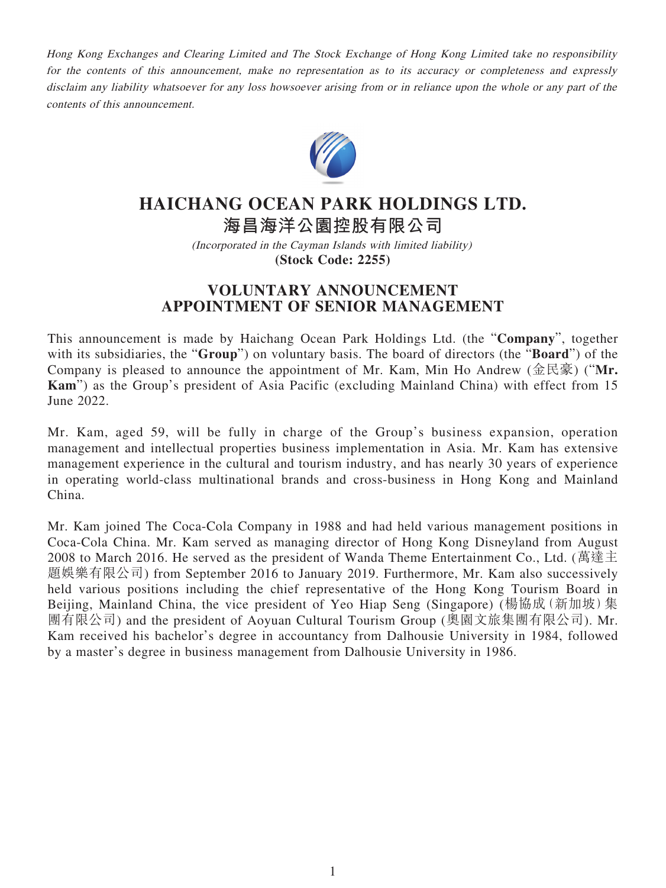*Hong Kong Exchanges and Clearing Limited and The Stock Exchange of Hong Kong Limited take no responsibility for the contents of this announcement, make no representation as to its accuracy or completeness and expressly disclaim any liability whatsoever for any loss howsoever arising from or in reliance upon the whole or any part of the contents of this announcement.*

# HAICHANG OCEAN PARK HOLDINGS LTD.
# 海昌海洋公園控股有限公司

*(Incorporated in the Cayman Islands with limited liability)*

**(Stock Code: 2255)**

## VOLUNTARY ANNOUNCEMENT
## APPOINTMENT OF SENIOR MANAGEMENT

This announcement is made by Haichang Ocean Park Holdings Ltd. (the "**Company**", together with its subsidiaries, the "**Group**") on voluntary basis. The board of directors (the "**Board**") of the Company is pleased to announce the appointment of Mr. Kam, Min Ho Andrew (金民豪) ("**Mr. Kam**") as the Group's president of Asia Pacific (excluding Mainland China) with effect from 15 June 2022.

Mr. Kam, aged 59, will be fully in charge of the Group's business expansion, operation management and intellectual properties business implementation in Asia. Mr. Kam has extensive management experience in the cultural and tourism industry, and has nearly 30 years of experience in operating world-class multinational brands and cross-business in Hong Kong and Mainland China.

Mr. Kam joined The Coca-Cola Company in 1988 and had held various management positions in Coca-Cola China. Mr. Kam served as managing director of Hong Kong Disneyland from August 2008 to March 2016. He served as the president of Wanda Theme Entertainment Co., Ltd. (萬達主題娛樂有限公司) from September 2016 to January 2019. Furthermore, Mr. Kam also successively held various positions including the chief representative of the Hong Kong Tourism Board in Beijing, Mainland China, the vice president of Yeo Hiap Seng (Singapore) (楊協成(新加坡)集團有限公司) and the president of Aoyuan Cultural Tourism Group (奧園文旅集團有限公司). Mr. Kam received his bachelor's degree in accountancy from Dalhousie University in 1984, followed by a master's degree in business management from Dalhousie University in 1986.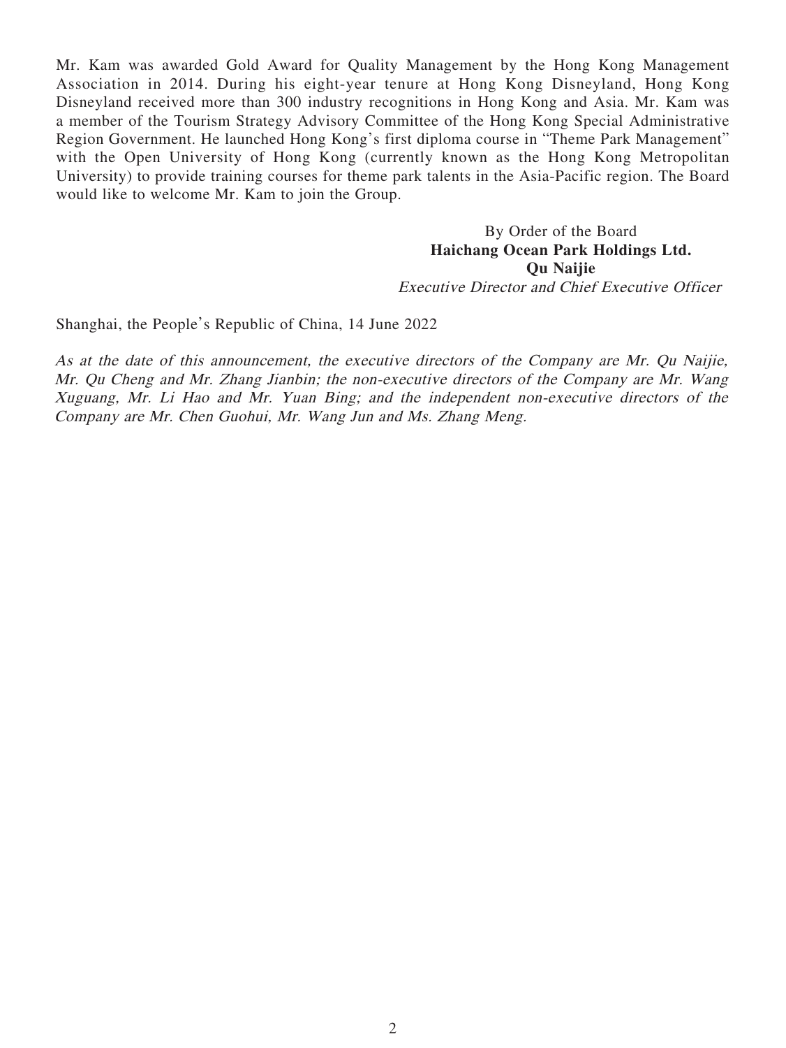Mr. Kam was awarded Gold Award for Quality Management by the Hong Kong Management Association in 2014. During his eight-year tenure at Hong Kong Disneyland, Hong Kong Disneyland received more than 300 industry recognitions in Hong Kong and Asia. Mr. Kam was a member of the Tourism Strategy Advisory Committee of the Hong Kong Special Administrative Region Government. He launched Hong Kong's first diploma course in "Theme Park Management" with the Open University of Hong Kong (currently known as the Hong Kong Metropolitan University) to provide training courses for theme park talents in the Asia-Pacific region. The Board would like to welcome Mr. Kam to join the Group.

By Order of the Board
**Haichang Ocean Park Holdings Ltd.**
**Qu Naijie**
*Executive Director and Chief Executive Officer*

Shanghai, the People's Republic of China, 14 June 2022

*As at the date of this announcement, the executive directors of the Company are Mr. Qu Naijie, Mr. Qu Cheng and Mr. Zhang Jianbin; the non-executive directors of the Company are Mr. Wang Xuguang, Mr. Li Hao and Mr. Yuan Bing; and the independent non-executive directors of the Company are Mr. Chen Guohui, Mr. Wang Jun and Ms. Zhang Meng.*